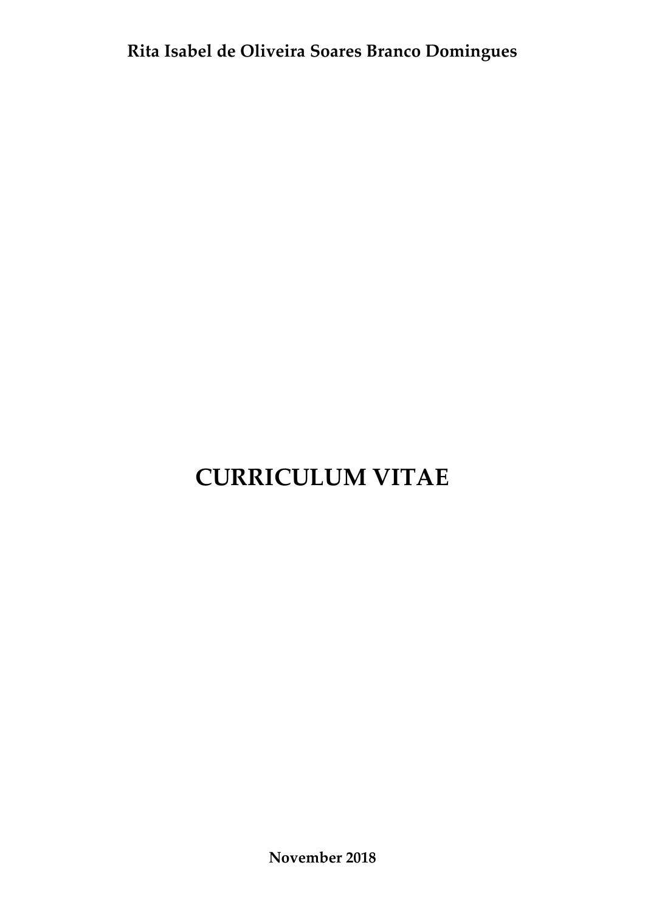**Rita Isabel de Oliveira Soares Branco Domingues**

# CURRICULUM VITAE

**November 2018**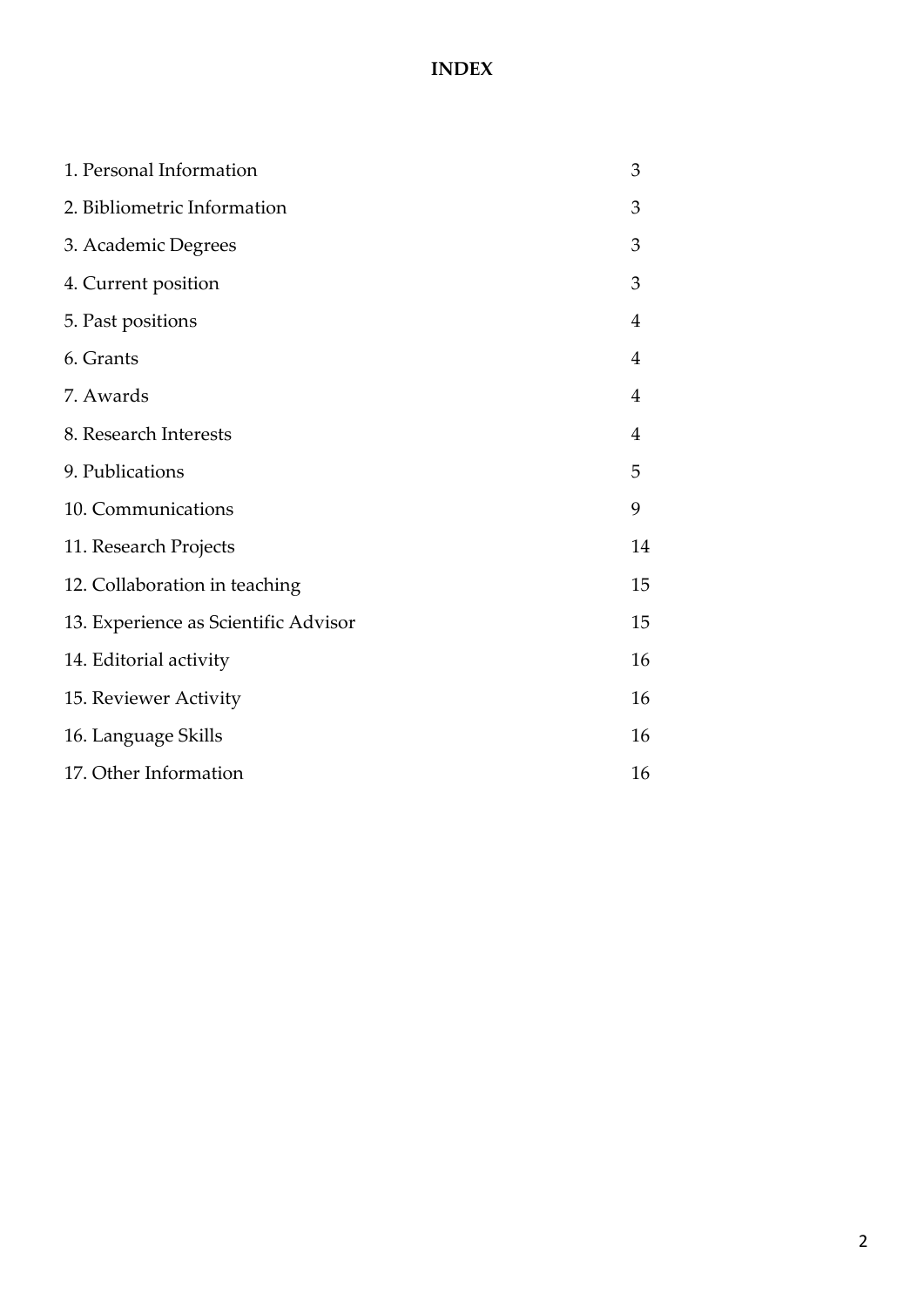# INDEX

| | |
|---|---|
| 1. Personal Information | 3 |
| 2. Bibliometric Information | 3 |
| 3. Academic Degrees | 3 |
| 4. Current position | 3 |
| 5. Past positions | 4 |
| 6. Grants | 4 |
| 7. Awards | 4 |
| 8. Research Interests | 4 |
| 9. Publications | 5 |
| 10. Communications | 9 |
| 11. Research Projects | 14 |
| 12. Collaboration in teaching | 15 |
| 13. Experience as Scientific Advisor | 15 |
| 14. Editorial activity | 16 |
| 15. Reviewer Activity | 16 |
| 16. Language Skills | 16 |
| 17. Other Information | 16 |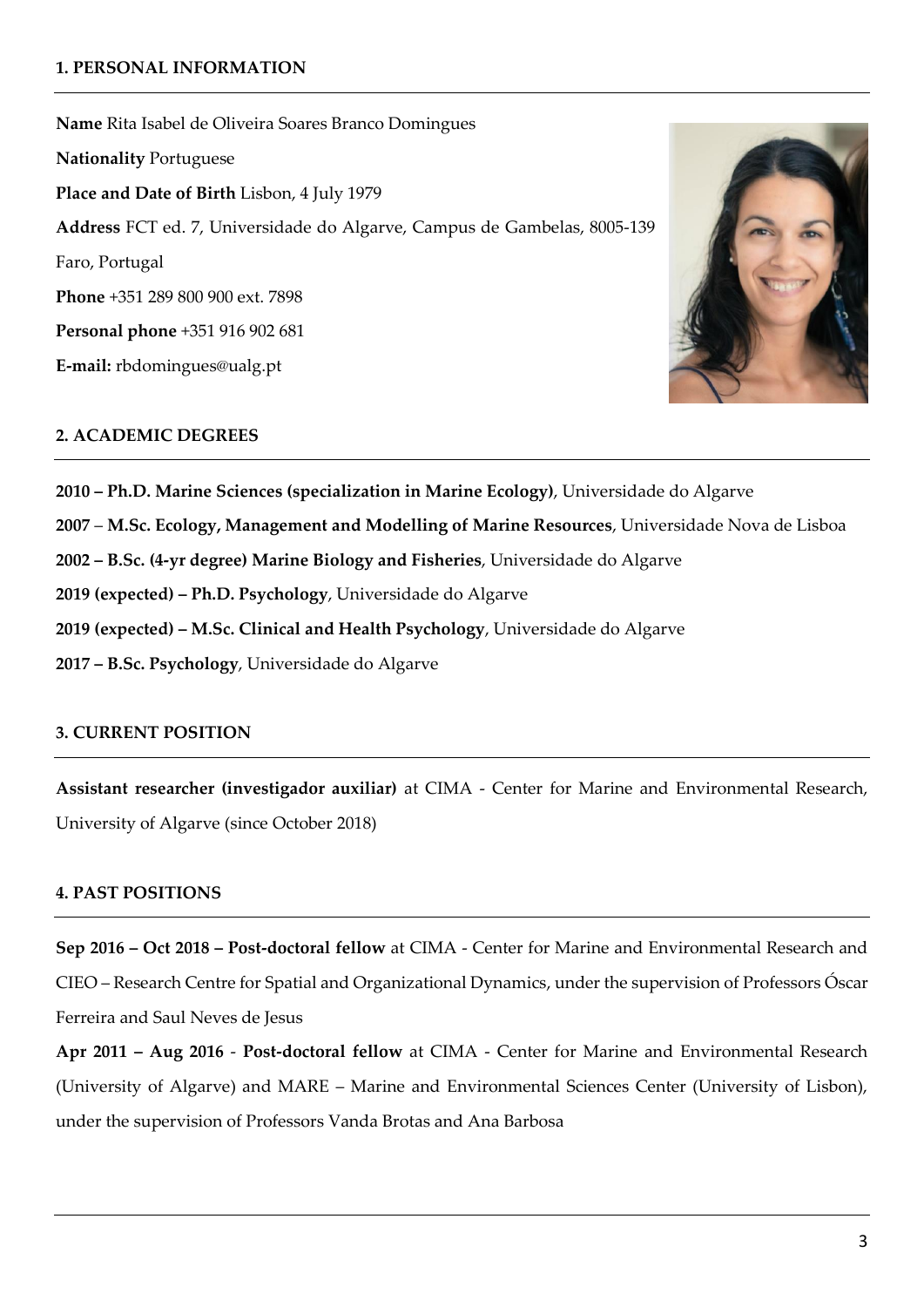## 1. PERSONAL INFORMATION

**Name** Rita Isabel de Oliveira Soares Branco Domingues

**Nationality** Portuguese

**Place and Date of Birth** Lisbon, 4 July 1979

**Address** FCT ed. 7, Universidade do Algarve, Campus de Gambelas, 8005-139 Faro, Portugal

**Phone** +351 289 800 900 ext. 7898

**Personal phone** +351 916 902 681

**E-mail:** rbdomingues@ualg.pt

## 2. ACADEMIC DEGREES

**2010 – Ph.D. Marine Sciences (specialization in Marine Ecology)**, Universidade do Algarve

**2007** – **M.Sc. Ecology, Management and Modelling of Marine Resources**, Universidade Nova de Lisboa

**2002 – B.Sc. (4-yr degree) Marine Biology and Fisheries**, Universidade do Algarve

**2019 (expected) – Ph.D. Psychology**, Universidade do Algarve

**2019 (expected) – M.Sc. Clinical and Health Psychology**, Universidade do Algarve

**2017 – B.Sc. Psychology**, Universidade do Algarve

## 3. CURRENT POSITION

**Assistant researcher (investigador auxiliar)** at CIMA - Center for Marine and Environmental Research, University of Algarve (since October 2018)

## 4. PAST POSITIONS

**Sep 2016 – Oct 2018 – Post-doctoral fellow** at CIMA - Center for Marine and Environmental Research and CIEO – Research Centre for Spatial and Organizational Dynamics, under the supervision of Professors Óscar Ferreira and Saul Neves de Jesus

**Apr 2011 – Aug 2016** - **Post-doctoral fellow** at CIMA - Center for Marine and Environmental Research (University of Algarve) and MARE – Marine and Environmental Sciences Center (University of Lisbon), under the supervision of Professors Vanda Brotas and Ana Barbosa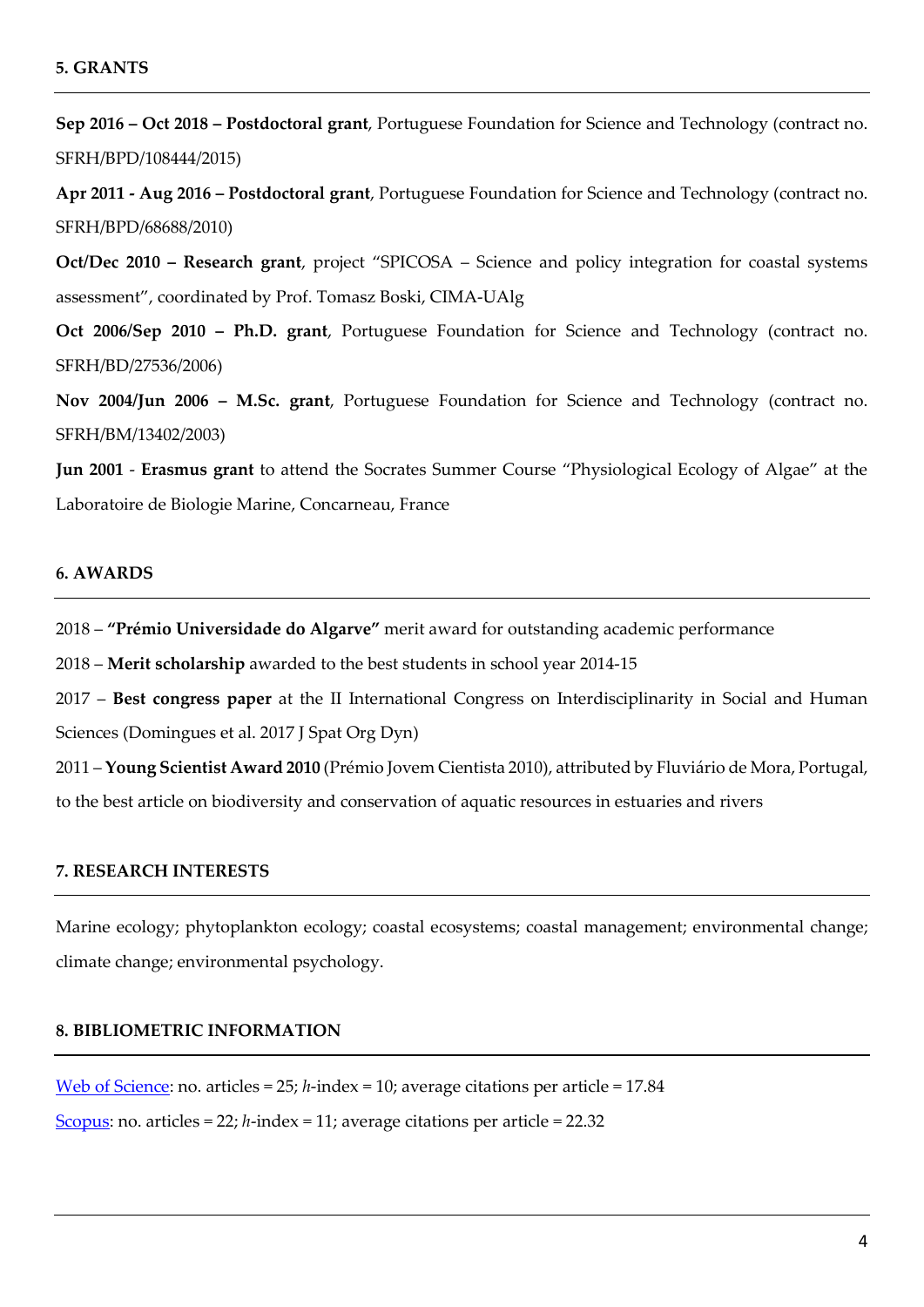## 5. GRANTS

**Sep 2016 – Oct 2018 – Postdoctoral grant**, Portuguese Foundation for Science and Technology (contract no. SFRH/BPD/108444/2015)

**Apr 2011 - Aug 2016 – Postdoctoral grant**, Portuguese Foundation for Science and Technology (contract no. SFRH/BPD/68688/2010)

**Oct/Dec 2010 – Research grant**, project "SPICOSA – Science and policy integration for coastal systems assessment", coordinated by Prof. Tomasz Boski, CIMA-UAlg

**Oct 2006/Sep 2010 – Ph.D. grant**, Portuguese Foundation for Science and Technology (contract no. SFRH/BD/27536/2006)

**Nov 2004/Jun 2006 – M.Sc. grant**, Portuguese Foundation for Science and Technology (contract no. SFRH/BM/13402/2003)

**Jun 2001** - **Erasmus grant** to attend the Socrates Summer Course "Physiological Ecology of Algae" at the Laboratoire de Biologie Marine, Concarneau, France

## 6. AWARDS

2018 – **"Prémio Universidade do Algarve"** merit award for outstanding academic performance

2018 – **Merit scholarship** awarded to the best students in school year 2014-15

2017 – **Best congress paper** at the II International Congress on Interdisciplinarity in Social and Human Sciences (Domingues et al. 2017 J Spat Org Dyn)

2011 – **Young Scientist Award 2010** (Prémio Jovem Cientista 2010), attributed by Fluviário de Mora, Portugal, to the best article on biodiversity and conservation of aquatic resources in estuaries and rivers

## 7. RESEARCH INTERESTS

Marine ecology; phytoplankton ecology; coastal ecosystems; coastal management; environmental change; climate change; environmental psychology.

## 8. BIBLIOMETRIC INFORMATION

Web of Science: no. articles = 25; *h*-index = 10; average citations per article = 17.84

Scopus: no. articles = 22; *h*-index = 11; average citations per article = 22.32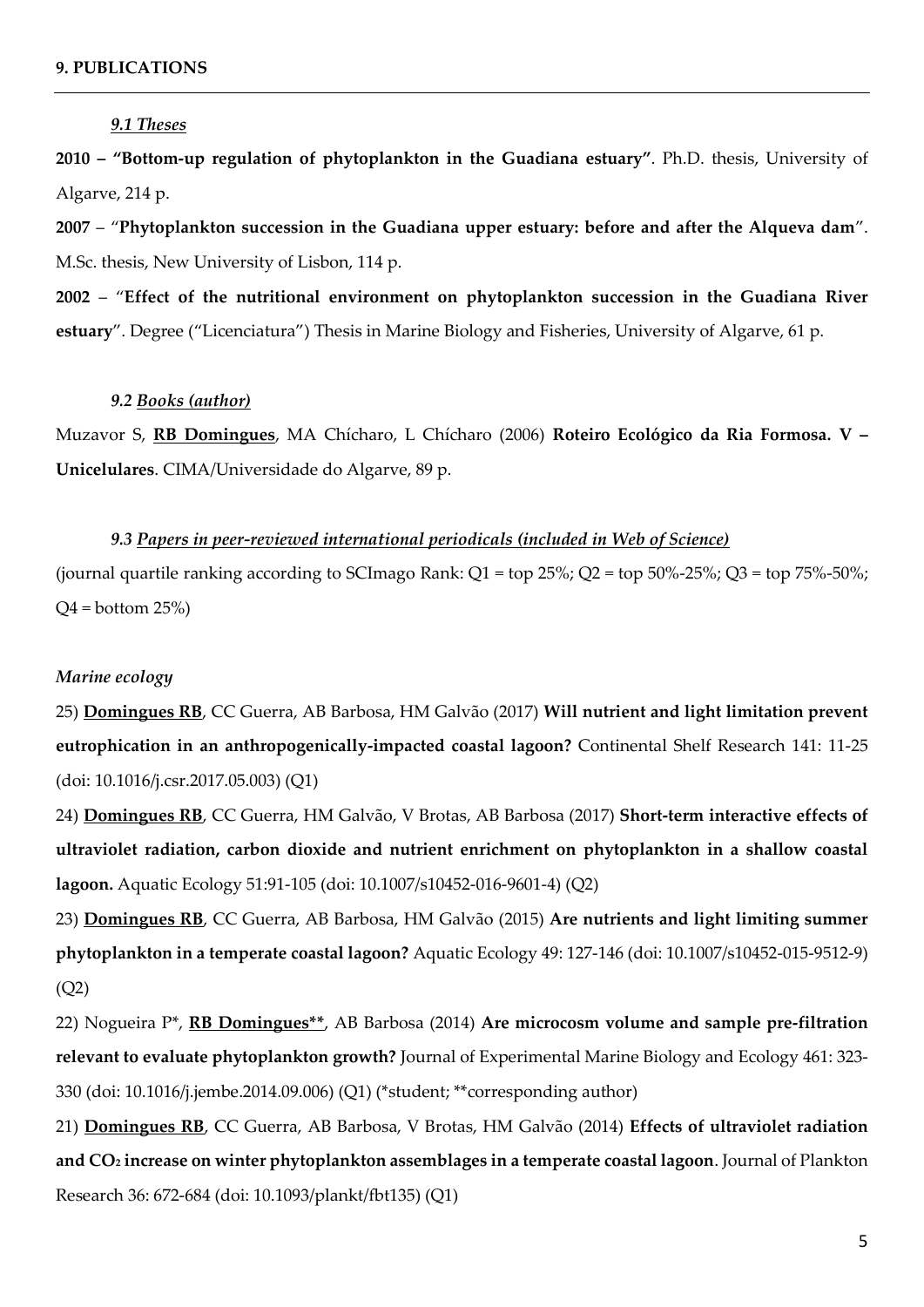## 9. PUBLICATIONS

### *9.1 Theses*

**2010 – "Bottom-up regulation of phytoplankton in the Guadiana estuary"**. Ph.D. thesis, University of Algarve, 214 p.

**2007** – "**Phytoplankton succession in the Guadiana upper estuary: before and after the Alqueva dam**". M.Sc. thesis, New University of Lisbon, 114 p.

**2002** – "**Effect of the nutritional environment on phytoplankton succession in the Guadiana River estuary**". Degree ("Licenciatura") Thesis in Marine Biology and Fisheries, University of Algarve, 61 p.

### *9.2 Books (author)*

Muzavor S, **RB Domingues**, MA Chícharo, L Chícharo (2006) **Roteiro Ecológico da Ria Formosa. V – Unicelulares**. CIMA/Universidade do Algarve, 89 p.

### *9.3 Papers in peer-reviewed international periodicals (included in Web of Science)*

(journal quartile ranking according to SCImago Rank: Q1 = top 25%; Q2 = top 50%-25%; Q3 = top 75%-50%; Q4 = bottom 25%)

*Marine ecology*

25) **Domingues RB**, CC Guerra, AB Barbosa, HM Galvão (2017) **Will nutrient and light limitation prevent eutrophication in an anthropogenically-impacted coastal lagoon?** Continental Shelf Research 141: 11-25 (doi: 10.1016/j.csr.2017.05.003) (Q1)

24) **Domingues RB**, CC Guerra, HM Galvão, V Brotas, AB Barbosa (2017) **Short-term interactive effects of ultraviolet radiation, carbon dioxide and nutrient enrichment on phytoplankton in a shallow coastal lagoon.** Aquatic Ecology 51:91-105 (doi: 10.1007/s10452-016-9601-4) (Q2)

23) **Domingues RB**, CC Guerra, AB Barbosa, HM Galvão (2015) **Are nutrients and light limiting summer phytoplankton in a temperate coastal lagoon?** Aquatic Ecology 49: 127-146 (doi: 10.1007/s10452-015-9512-9) (Q2)

22) Nogueira P*, **RB Domingues****, AB Barbosa (2014) **Are microcosm volume and sample pre-filtration relevant to evaluate phytoplankton growth?** Journal of Experimental Marine Biology and Ecology 461: 323-330 (doi: 10.1016/j.jembe.2014.09.006) (Q1) (*student; **corresponding author)

21) **Domingues RB**, CC Guerra, AB Barbosa, V Brotas, HM Galvão (2014) **Effects of ultraviolet radiation and $CO_2$ increase on winter phytoplankton assemblages in a temperate coastal lagoon**. Journal of Plankton Research 36: 672-684 (doi: 10.1093/plankt/fbt135) (Q1)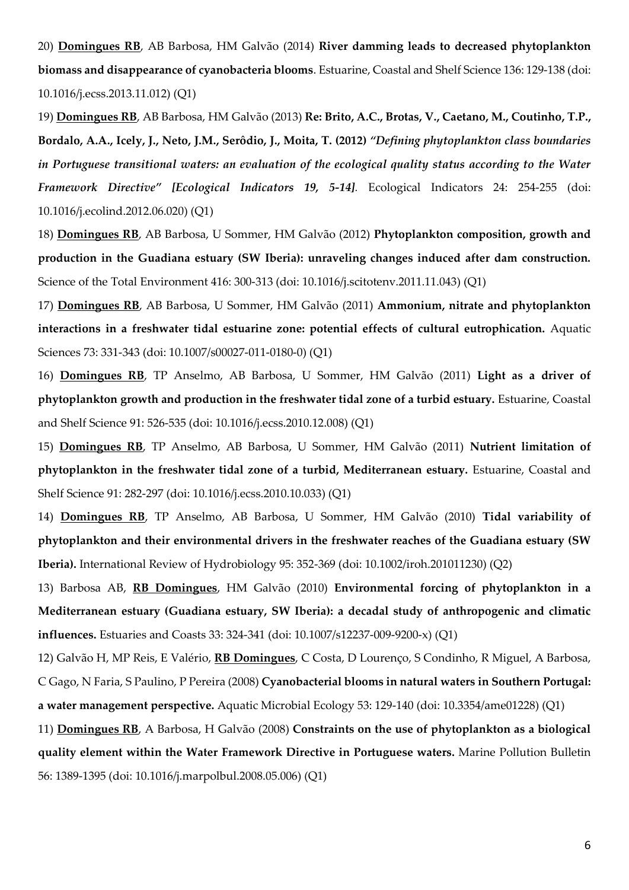20) **Domingues RB**, AB Barbosa, HM Galvão (2014) **River damming leads to decreased phytoplankton biomass and disappearance of cyanobacteria blooms**. Estuarine, Coastal and Shelf Science 136: 129-138 (doi: 10.1016/j.ecss.2013.11.012) (Q1)

19) **Domingues RB**, AB Barbosa, HM Galvão (2013) **Re: Brito, A.C., Brotas, V., Caetano, M., Coutinho, T.P., Bordalo, A.A., Icely, J., Neto, J.M., Serôdio, J., Moita, T. (2012)** ***"Defining phytoplankton class boundaries in Portuguese transitional waters: an evaluation of the ecological quality status according to the Water Framework Directive" [Ecological Indicators 19, 5-14].*** Ecological Indicators 24: 254-255 (doi: 10.1016/j.ecolind.2012.06.020) (Q1)

18) **Domingues RB**, AB Barbosa, U Sommer, HM Galvão (2012) **Phytoplankton composition, growth and production in the Guadiana estuary (SW Iberia): unraveling changes induced after dam construction.** Science of the Total Environment 416: 300-313 (doi: 10.1016/j.scitotenv.2011.11.043) (Q1)

17) **Domingues RB**, AB Barbosa, U Sommer, HM Galvão (2011) **Ammonium, nitrate and phytoplankton interactions in a freshwater tidal estuarine zone: potential effects of cultural eutrophication.** Aquatic Sciences 73: 331-343 (doi: 10.1007/s00027-011-0180-0) (Q1)

16) **Domingues RB**, TP Anselmo, AB Barbosa, U Sommer, HM Galvão (2011) **Light as a driver of phytoplankton growth and production in the freshwater tidal zone of a turbid estuary.** Estuarine, Coastal and Shelf Science 91: 526-535 (doi: 10.1016/j.ecss.2010.12.008) (Q1)

15) **Domingues RB**, TP Anselmo, AB Barbosa, U Sommer, HM Galvão (2011) **Nutrient limitation of phytoplankton in the freshwater tidal zone of a turbid, Mediterranean estuary.** Estuarine, Coastal and Shelf Science 91: 282-297 (doi: 10.1016/j.ecss.2010.10.033) (Q1)

14) **Domingues RB**, TP Anselmo, AB Barbosa, U Sommer, HM Galvão (2010) **Tidal variability of phytoplankton and their environmental drivers in the freshwater reaches of the Guadiana estuary (SW Iberia).** International Review of Hydrobiology 95: 352-369 (doi: 10.1002/iroh.201011230) (Q2)

13) Barbosa AB, **RB Domingues**, HM Galvão (2010) **Environmental forcing of phytoplankton in a Mediterranean estuary (Guadiana estuary, SW Iberia): a decadal study of anthropogenic and climatic influences.** Estuaries and Coasts 33: 324-341 (doi: 10.1007/s12237-009-9200-x) (Q1)

12) Galvão H, MP Reis, E Valério, **RB Domingues**, C Costa, D Lourenço, S Condinho, R Miguel, A Barbosa, C Gago, N Faria, S Paulino, P Pereira (2008) **Cyanobacterial blooms in natural waters in Southern Portugal: a water management perspective.** Aquatic Microbial Ecology 53: 129-140 (doi: 10.3354/ame01228) (Q1)

11) **Domingues RB**, A Barbosa, H Galvão (2008) **Constraints on the use of phytoplankton as a biological quality element within the Water Framework Directive in Portuguese waters.** Marine Pollution Bulletin 56: 1389-1395 (doi: 10.1016/j.marpolbul.2008.05.006) (Q1)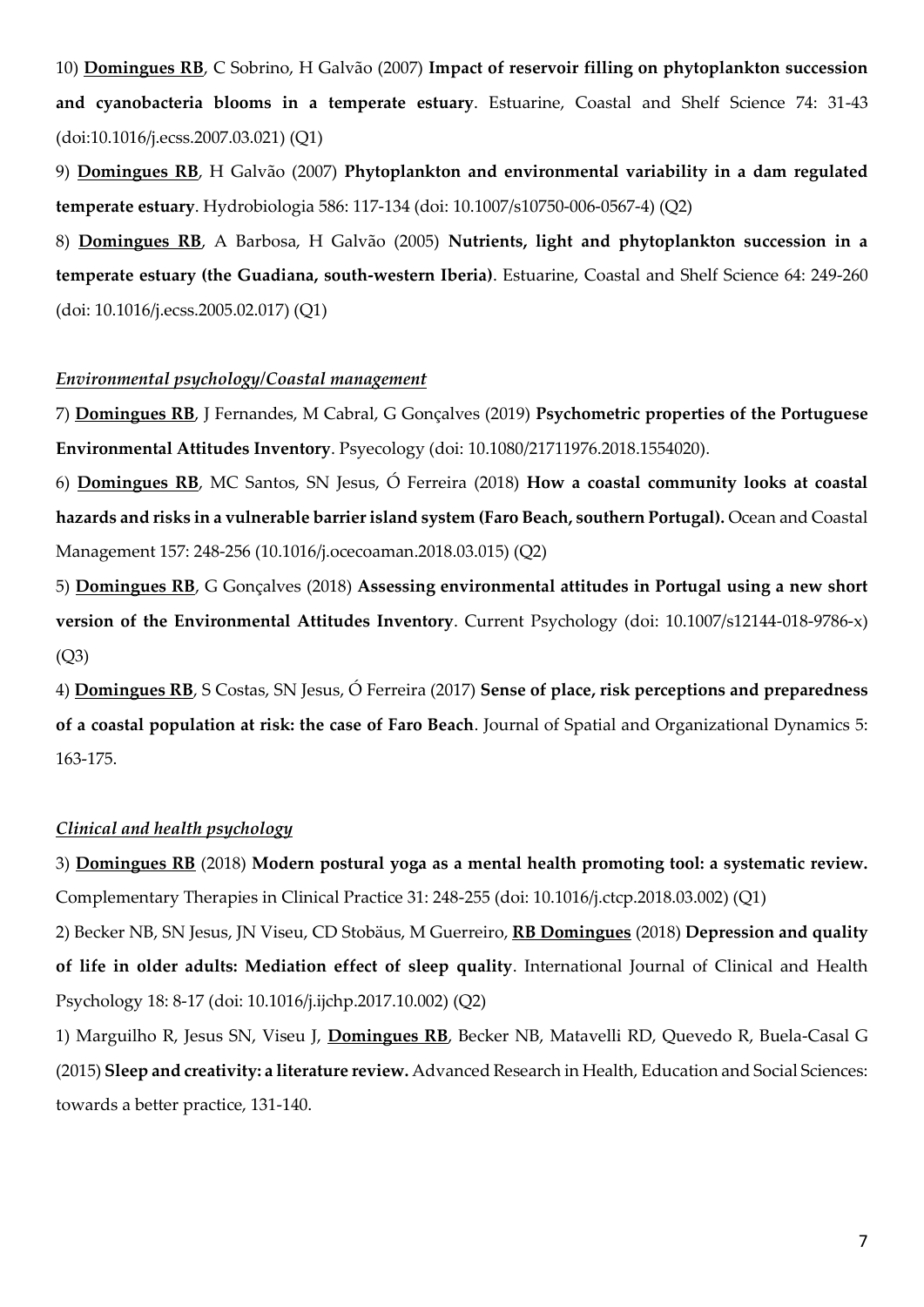10) **<u>Domingues RB</u>**, C Sobrino, H Galvão (2007) **Impact of reservoir filling on phytoplankton succession and cyanobacteria blooms in a temperate estuary**. Estuarine, Coastal and Shelf Science 74: 31-43 (doi:10.1016/j.ecss.2007.03.021) (Q1)

9) **<u>Domingues RB</u>**, H Galvão (2007) **Phytoplankton and environmental variability in a dam regulated temperate estuary**. Hydrobiologia 586: 117-134 (doi: 10.1007/s10750-006-0567-4) (Q2)

8) **<u>Domingues RB</u>**, A Barbosa, H Galvão (2005) **Nutrients, light and phytoplankton succession in a temperate estuary (the Guadiana, south-western Iberia)**. Estuarine, Coastal and Shelf Science 64: 249-260 (doi: 10.1016/j.ecss.2005.02.017) (Q1)

***<u>Environmental psychology/Coastal management</u>***

7) **<u>Domingues RB</u>**, J Fernandes, M Cabral, G Gonçalves (2019) **Psychometric properties of the Portuguese Environmental Attitudes Inventory**. Psyecology (doi: 10.1080/21711976.2018.1554020).

6) **<u>Domingues RB</u>**, MC Santos, SN Jesus, Ó Ferreira (2018) **How a coastal community looks at coastal hazards and risks in a vulnerable barrier island system (Faro Beach, southern Portugal).** Ocean and Coastal Management 157: 248-256 (10.1016/j.ocecoaman.2018.03.015) (Q2)

5) **<u>Domingues RB</u>**, G Gonçalves (2018) **Assessing environmental attitudes in Portugal using a new short version of the Environmental Attitudes Inventory**. Current Psychology (doi: 10.1007/s12144-018-9786-x) (Q3)

4) **<u>Domingues RB</u>**, S Costas, SN Jesus, Ó Ferreira (2017) **Sense of place, risk perceptions and preparedness of a coastal population at risk: the case of Faro Beach**. Journal of Spatial and Organizational Dynamics 5: 163-175.

***<u>Clinical and health psychology</u>***

3) **<u>Domingues RB</u>** (2018) **Modern postural yoga as a mental health promoting tool: a systematic review.** Complementary Therapies in Clinical Practice 31: 248-255 (doi: 10.1016/j.ctcp.2018.03.002) (Q1)

2) Becker NB, SN Jesus, JN Viseu, CD Stobäus, M Guerreiro, **<u>RB Domingues</u>** (2018) **Depression and quality of life in older adults: Mediation effect of sleep quality**. International Journal of Clinical and Health Psychology 18: 8-17 (doi: 10.1016/j.ijchp.2017.10.002) (Q2)

1) Marguilho R, Jesus SN, Viseu J, **<u>Domingues RB</u>**, Becker NB, Matavelli RD, Quevedo R, Buela-Casal G (2015) **Sleep and creativity: a literature review.** Advanced Research in Health, Education and Social Sciences: towards a better practice, 131-140.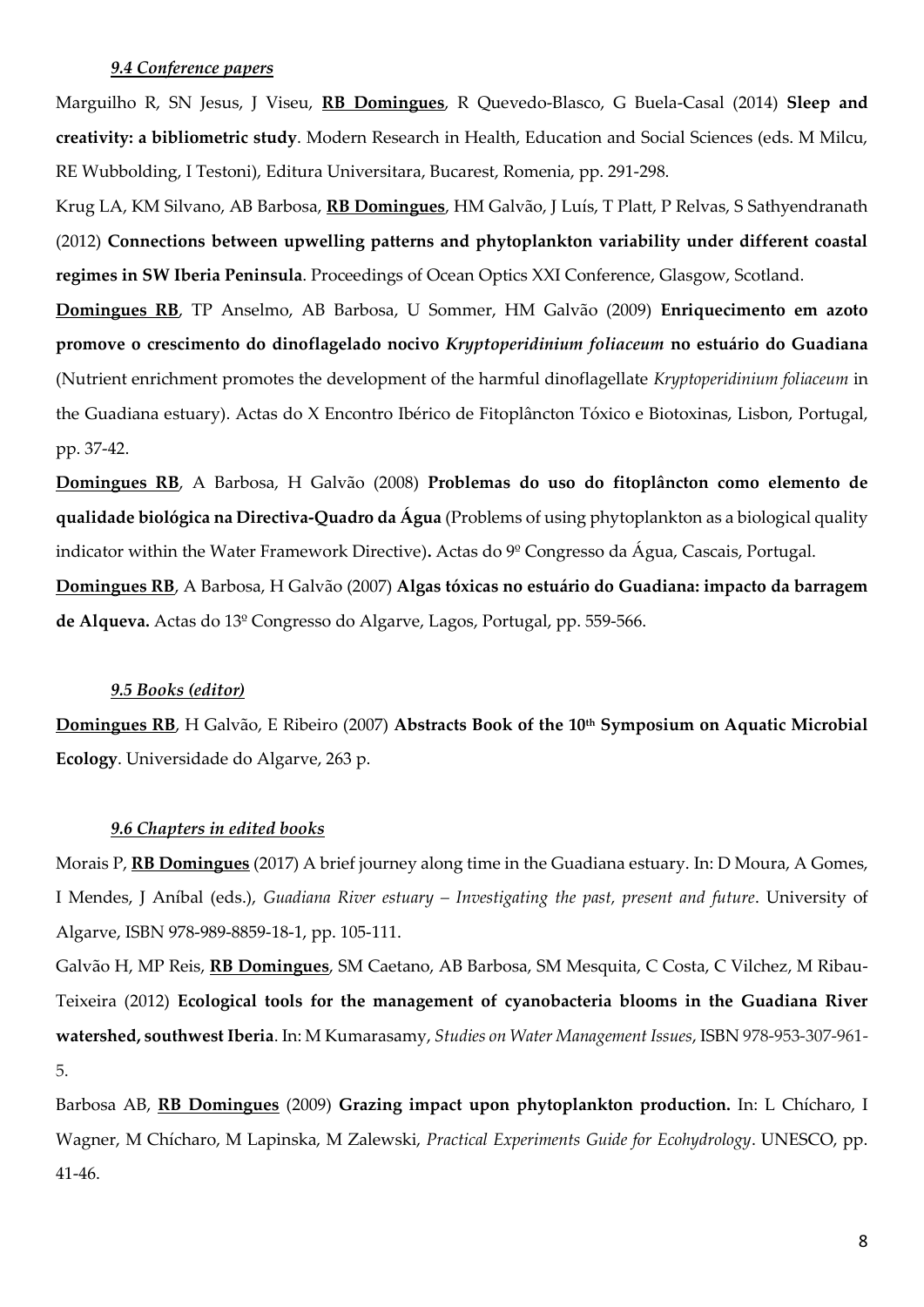### *9.4 Conference papers*

Marguilho R, SN Jesus, J Viseu, **RB Domingues**, R Quevedo-Blasco, G Buela-Casal (2014) **Sleep and creativity: a bibliometric study**. Modern Research in Health, Education and Social Sciences (eds. M Milcu, RE Wubbolding, I Testoni), Editura Universitara, Bucarest, Romenia, pp. 291-298.

Krug LA, KM Silvano, AB Barbosa, **RB Domingues**, HM Galvão, J Luís, T Platt, P Relvas, S Sathyendranath (2012) **Connections between upwelling patterns and phytoplankton variability under different coastal regimes in SW Iberia Peninsula**. Proceedings of Ocean Optics XXI Conference, Glasgow, Scotland.

**Domingues RB**, TP Anselmo, AB Barbosa, U Sommer, HM Galvão (2009) **Enriquecimento em azoto promove o crescimento do dinoflagelado nocivo *Kryptoperidinium foliaceum* no estuário do Guadiana** (Nutrient enrichment promotes the development of the harmful dinoflagellate *Kryptoperidinium foliaceum* in the Guadiana estuary). Actas do X Encontro Ibérico de Fitoplâncton Tóxico e Biotoxinas, Lisbon, Portugal, pp. 37-42.

**Domingues RB**, A Barbosa, H Galvão (2008) **Problemas do uso do fitoplâncton como elemento de qualidade biológica na Directiva-Quadro da Água** (Problems of using phytoplankton as a biological quality indicator within the Water Framework Directive). Actas do 9º Congresso da Água, Cascais, Portugal.

**Domingues RB**, A Barbosa, H Galvão (2007) **Algas tóxicas no estuário do Guadiana: impacto da barragem de Alqueva.** Actas do 13º Congresso do Algarve, Lagos, Portugal, pp. 559-566.

### *9.5 Books (editor)*

**Domingues RB**, H Galvão, E Ribeiro (2007) **Abstracts Book of the 10th Symposium on Aquatic Microbial Ecology**. Universidade do Algarve, 263 p.

### *9.6 Chapters in edited books*

Morais P, **RB Domingues** (2017) A brief journey along time in the Guadiana estuary. In: D Moura, A Gomes, I Mendes, J Aníbal (eds.), *Guadiana River estuary – Investigating the past, present and future*. University of Algarve, ISBN 978-989-8859-18-1, pp. 105-111.

Galvão H, MP Reis, **RB Domingues**, SM Caetano, AB Barbosa, SM Mesquita, C Costa, C Vilchez, M Ribau-Teixeira (2012) **Ecological tools for the management of cyanobacteria blooms in the Guadiana River watershed, southwest Iberia**. In: M Kumarasamy, *Studies on Water Management Issues*, ISBN 978-953-307-961-5.

Barbosa AB, **RB Domingues** (2009) **Grazing impact upon phytoplankton production.** In: L Chícharo, I Wagner, M Chícharo, M Lapinska, M Zalewski, *Practical Experiments Guide for Ecohydrology*. UNESCO, pp. 41-46.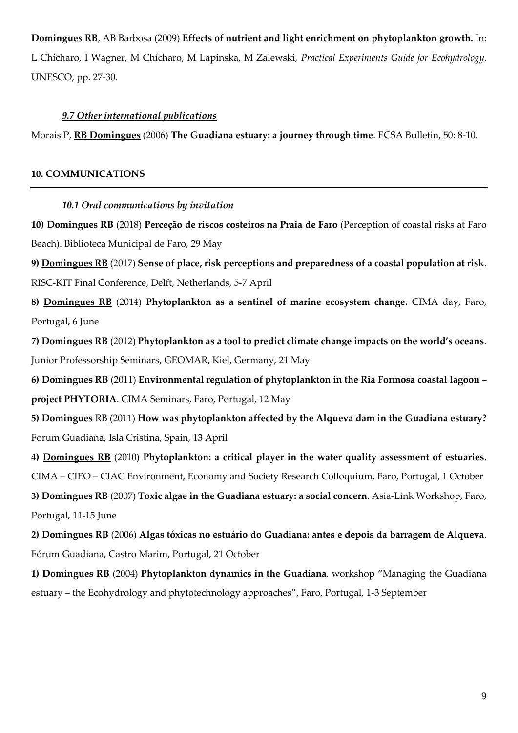**<u>Domingues RB</u>**, AB Barbosa (2009) **Effects of nutrient and light enrichment on phytoplankton growth.** In: L Chícharo, I Wagner, M Chícharo, M Lapinska, M Zalewski, *Practical Experiments Guide for Ecohydrology*. UNESCO, pp. 27-30.

### *<u>9.7 Other international publications</u>*

Morais P, **<u>RB Domingues</u>** (2006) **The Guadiana estuary: a journey through time**. ECSA Bulletin, 50: 8-10.

## 10. COMMUNICATIONS

### *<u>10.1 Oral communications by invitation</u>*

**10) <u>Domingues RB</u>** (2018) **Perceção de riscos costeiros na Praia de Faro** (Perception of coastal risks at Faro Beach). Biblioteca Municipal de Faro, 29 May

**9) <u>Domingues RB</u>** (2017) **Sense of place, risk perceptions and preparedness of a coastal population at risk**. RISC-KIT Final Conference, Delft, Netherlands, 5-7 April

**8) <u>Domingues RB</u>** (2014) **Phytoplankton as a sentinel of marine ecosystem change.** CIMA day, Faro, Portugal, 6 June

**7) <u>Domingues RB</u>** (2012) **Phytoplankton as a tool to predict climate change impacts on the world's oceans**. Junior Professorship Seminars, GEOMAR, Kiel, Germany, 21 May

**6) <u>Domingues RB</u>** (2011) **Environmental regulation of phytoplankton in the Ria Formosa coastal lagoon – project PHYTORIA**. CIMA Seminars, Faro, Portugal, 12 May

**5) <u>Domingues</u>** <u>RB</u> (2011) **How was phytoplankton affected by the Alqueva dam in the Guadiana estuary?** Forum Guadiana, Isla Cristina, Spain, 13 April

**4) <u>Domingues RB</u>** (2010) **Phytoplankton: a critical player in the water quality assessment of estuaries.** CIMA – CIEO – CIAC Environment, Economy and Society Research Colloquium, Faro, Portugal, 1 October

**3) <u>Domingues RB</u>** (2007) **Toxic algae in the Guadiana estuary: a social concern**. Asia-Link Workshop, Faro, Portugal, 11-15 June

**2) <u>Domingues RB</u>** (2006) **Algas tóxicas no estuário do Guadiana: antes e depois da barragem de Alqueva**. Fórum Guadiana, Castro Marim, Portugal, 21 October

**1) <u>Domingues RB</u>** (2004) **Phytoplankton dynamics in the Guadiana**. workshop "Managing the Guadiana estuary – the Ecohydrology and phytotechnology approaches", Faro, Portugal, 1-3 September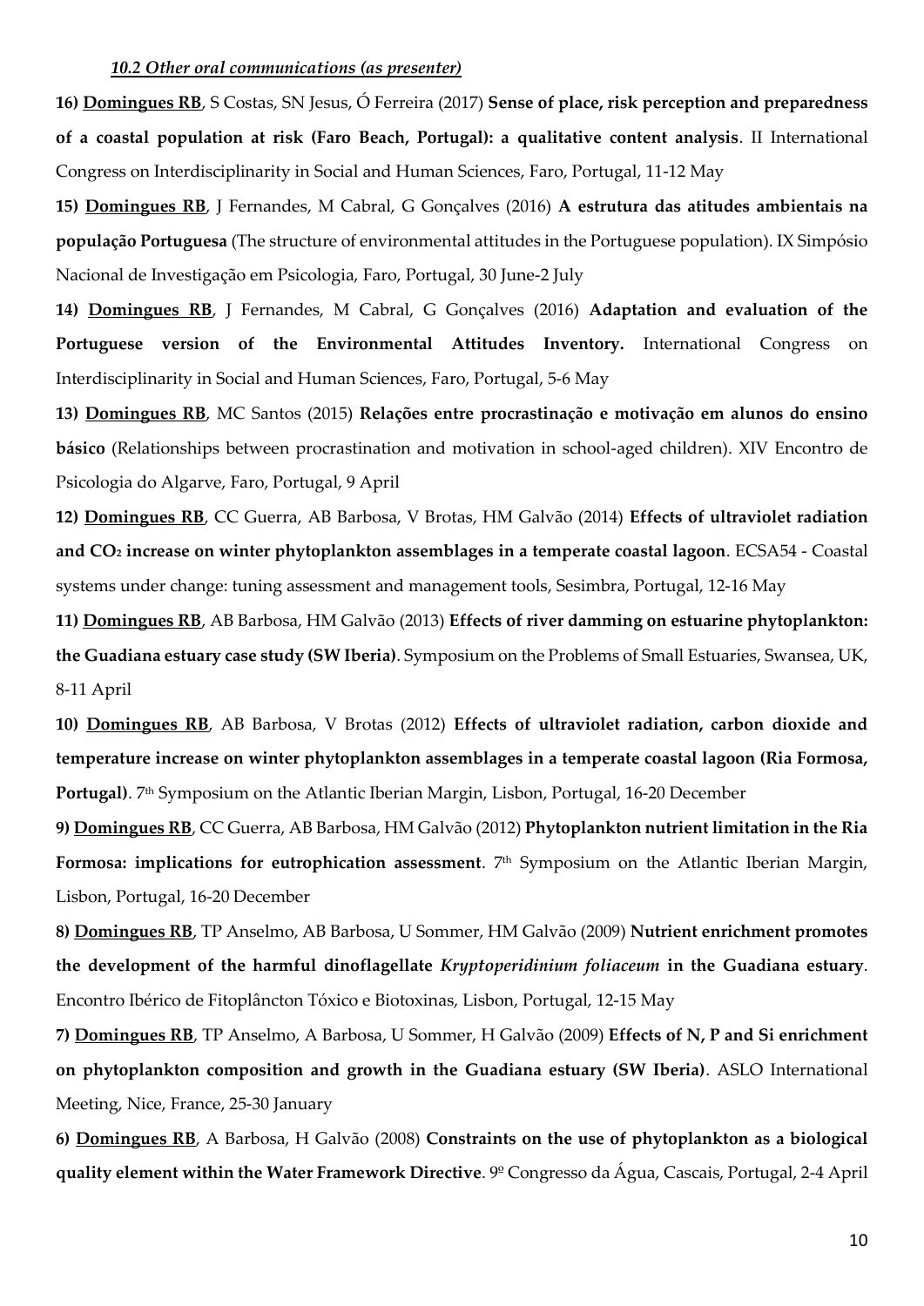### *10.2 Other oral communications (as presenter)*

**16)** **Domingues RB**, S Costas, SN Jesus, Ó Ferreira (2017) **Sense of place, risk perception and preparedness of a coastal population at risk (Faro Beach, Portugal): a qualitative content analysis**. II International Congress on Interdisciplinarity in Social and Human Sciences, Faro, Portugal, 11-12 May

**15)** **Domingues RB**, J Fernandes, M Cabral, G Gonçalves (2016) **A estrutura das atitudes ambientais na população Portuguesa** (The structure of environmental attitudes in the Portuguese population). IX Simpósio Nacional de Investigação em Psicologia, Faro, Portugal, 30 June-2 July

**14)** **Domingues RB**, J Fernandes, M Cabral, G Gonçalves (2016) **Adaptation and evaluation of the Portuguese version of the Environmental Attitudes Inventory.** International Congress on Interdisciplinarity in Social and Human Sciences, Faro, Portugal, 5-6 May

**13)** **Domingues RB**, MC Santos (2015) **Relações entre procrastinação e motivação em alunos do ensino básico** (Relationships between procrastination and motivation in school-aged children). XIV Encontro de Psicologia do Algarve, Faro, Portugal, 9 April

**12)** **Domingues RB**, CC Guerra, AB Barbosa, V Brotas, HM Galvão (2014) **Effects of ultraviolet radiation and $CO_2$ increase on winter phytoplankton assemblages in a temperate coastal lagoon**. ECSA54 - Coastal systems under change: tuning assessment and management tools, Sesimbra, Portugal, 12-16 May

**11)** **Domingues RB**, AB Barbosa, HM Galvão (2013) **Effects of river damming on estuarine phytoplankton: the Guadiana estuary case study (SW Iberia)**. Symposium on the Problems of Small Estuaries, Swansea, UK, 8-11 April

**10)** **Domingues RB**, AB Barbosa, V Brotas (2012) **Effects of ultraviolet radiation, carbon dioxide and temperature increase on winter phytoplankton assemblages in a temperate coastal lagoon (Ria Formosa, Portugal)**. 7th Symposium on the Atlantic Iberian Margin, Lisbon, Portugal, 16-20 December

**9)** **Domingues RB**, CC Guerra, AB Barbosa, HM Galvão (2012) **Phytoplankton nutrient limitation in the Ria Formosa: implications for eutrophication assessment**. 7th Symposium on the Atlantic Iberian Margin, Lisbon, Portugal, 16-20 December

**8)** **Domingues RB**, TP Anselmo, AB Barbosa, U Sommer, HM Galvão (2009) **Nutrient enrichment promotes the development of the harmful dinoflagellate *Kryptoperidinium foliaceum* in the Guadiana estuary**. Encontro Ibérico de Fitoplâncton Tóxico e Biotoxinas, Lisbon, Portugal, 12-15 May

**7)** **Domingues RB**, TP Anselmo, A Barbosa, U Sommer, H Galvão (2009) **Effects of N, P and Si enrichment on phytoplankton composition and growth in the Guadiana estuary (SW Iberia)**. ASLO International Meeting, Nice, France, 25-30 January

**6)** **Domingues RB**, A Barbosa, H Galvão (2008) **Constraints on the use of phytoplankton as a biological quality element within the Water Framework Directive**. 9º Congresso da Água, Cascais, Portugal, 2-4 April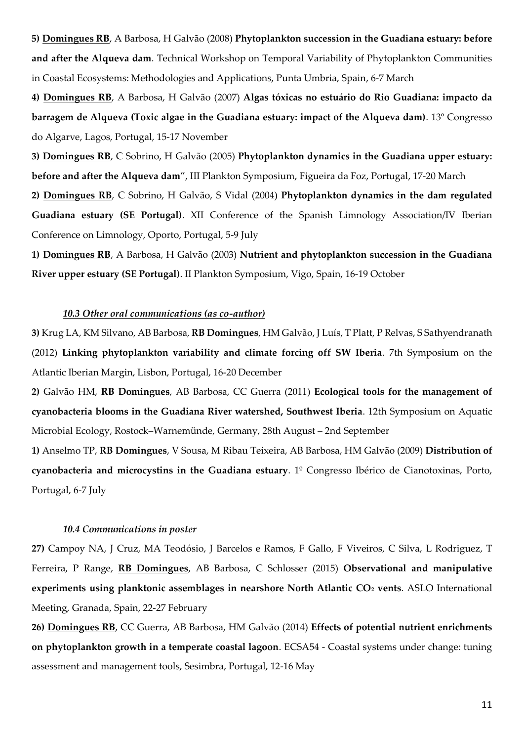**5)** **<u>Domingues RB</u>**, A Barbosa, H Galvão (2008) **Phytoplankton succession in the Guadiana estuary: before and after the Alqueva dam**. Technical Workshop on Temporal Variability of Phytoplankton Communities in Coastal Ecosystems: Methodologies and Applications, Punta Umbria, Spain, 6-7 March

**4)** **<u>Domingues RB</u>**, A Barbosa, H Galvão (2007) **Algas tóxicas no estuário do Rio Guadiana: impacto da barragem de Alqueva (Toxic algae in the Guadiana estuary: impact of the Alqueva dam)**. 13º Congresso do Algarve, Lagos, Portugal, 15-17 November

**3)** **<u>Domingues RB</u>**, C Sobrino, H Galvão (2005) **Phytoplankton dynamics in the Guadiana upper estuary: before and after the Alqueva dam**", III Plankton Symposium, Figueira da Foz, Portugal, 17-20 March

**2)** **<u>Domingues RB</u>**, C Sobrino, H Galvão, S Vidal (2004) **Phytoplankton dynamics in the dam regulated Guadiana estuary (SE Portugal)**. XII Conference of the Spanish Limnology Association/IV Iberian Conference on Limnology, Oporto, Portugal, 5-9 July

**1)** **<u>Domingues RB</u>**, A Barbosa, H Galvão (2003) **Nutrient and phytoplankton succession in the Guadiana River upper estuary (SE Portugal)**. II Plankton Symposium, Vigo, Spain, 16-19 October

### *<u>10.3 Other oral communications (as co-author)</u>*

**3)** Krug LA, KM Silvano, AB Barbosa, **RB Domingues**, HM Galvão, J Luís, T Platt, P Relvas, S Sathyendranath (2012) **Linking phytoplankton variability and climate forcing off SW Iberia**. 7th Symposium on the Atlantic Iberian Margin, Lisbon, Portugal, 16-20 December

**2)** Galvão HM, **RB Domingues**, AB Barbosa, CC Guerra (2011) **Ecological tools for the management of cyanobacteria blooms in the Guadiana River watershed, Southwest Iberia**. 12th Symposium on Aquatic Microbial Ecology, Rostock–Warnemünde, Germany, 28th August – 2nd September

**1)** Anselmo TP, **RB Domingues**, V Sousa, M Ribau Teixeira, AB Barbosa, HM Galvão (2009) **Distribution of cyanobacteria and microcystins in the Guadiana estuary**. 1º Congresso Ibérico de Cianotoxinas, Porto, Portugal, 6-7 July

### *<u>10.4 Communications in poster</u>*

**27)** Campoy NA, J Cruz, MA Teodósio, J Barcelos e Ramos, F Gallo, F Viveiros, C Silva, L Rodriguez, T Ferreira, P Range, **<u>RB Domingues</u>**, AB Barbosa, C Schlosser (2015) **Observational and manipulative experiments using planktonic assemblages in nearshore North Atlantic $CO_2$ vents**. ASLO International Meeting, Granada, Spain, 22-27 February

**26)** **<u>Domingues RB</u>**, CC Guerra, AB Barbosa, HM Galvão (2014) **Effects of potential nutrient enrichments on phytoplankton growth in a temperate coastal lagoon**. ECSA54 - Coastal systems under change: tuning assessment and management tools, Sesimbra, Portugal, 12-16 May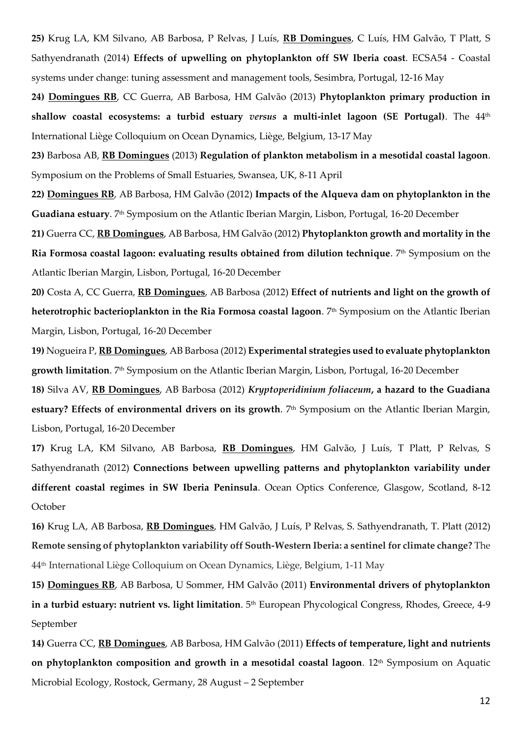**25)** Krug LA, KM Silvano, AB Barbosa, P Relvas, J Luís, **RB Domingues**, C Luís, HM Galvão, T Platt, S Sathyendranath (2014) **Effects of upwelling on phytoplankton off SW Iberia coast**. ECSA54 - Coastal systems under change: tuning assessment and management tools, Sesimbra, Portugal, 12-16 May

**24) Domingues RB**, CC Guerra, AB Barbosa, HM Galvão (2013) **Phytoplankton primary production in shallow coastal ecosystems: a turbid estuary *versus* a multi-inlet lagoon (SE Portugal)**. The 44th International Liège Colloquium on Ocean Dynamics, Liège, Belgium, 13-17 May

**23)** Barbosa AB, **RB Domingues** (2013) **Regulation of plankton metabolism in a mesotidal coastal lagoon**. Symposium on the Problems of Small Estuaries, Swansea, UK, 8-11 April

**22) Domingues RB**, AB Barbosa, HM Galvão (2012) **Impacts of the Alqueva dam on phytoplankton in the Guadiana estuary**. 7th Symposium on the Atlantic Iberian Margin, Lisbon, Portugal, 16-20 December

**21)** Guerra CC, **RB Domingues**, AB Barbosa, HM Galvão (2012) **Phytoplankton growth and mortality in the Ria Formosa coastal lagoon: evaluating results obtained from dilution technique**. 7th Symposium on the Atlantic Iberian Margin, Lisbon, Portugal, 16-20 December

**20)** Costa A, CC Guerra, **RB Domingues**, AB Barbosa (2012) **Effect of nutrients and light on the growth of heterotrophic bacterioplankton in the Ria Formosa coastal lagoon**. 7th Symposium on the Atlantic Iberian Margin, Lisbon, Portugal, 16-20 December

**19)** Nogueira P, **RB Domingues**, AB Barbosa (2012) **Experimental strategies used to evaluate phytoplankton growth limitation**. 7th Symposium on the Atlantic Iberian Margin, Lisbon, Portugal, 16-20 December

**18)** Silva AV, **RB Domingues**, AB Barbosa (2012) ***Kryptoperidinium foliaceum*, a hazard to the Guadiana estuary? Effects of environmental drivers on its growth**. 7th Symposium on the Atlantic Iberian Margin, Lisbon, Portugal, 16-20 December

**17)** Krug LA, KM Silvano, AB Barbosa, **RB Domingues**, HM Galvão, J Luís, T Platt, P Relvas, S Sathyendranath (2012) **Connections between upwelling patterns and phytoplankton variability under different coastal regimes in SW Iberia Peninsula**. Ocean Optics Conference, Glasgow, Scotland, 8-12 October

**16)** Krug LA, AB Barbosa, **RB Domingues**, HM Galvão, J Luís, P Relvas, S. Sathyendranath, T. Platt (2012) **Remote sensing of phytoplankton variability off South-Western Iberia: a sentinel for climate change?** The 44th International Liège Colloquium on Ocean Dynamics, Liège, Belgium, 1-11 May

**15) Domingues RB**, AB Barbosa, U Sommer, HM Galvão (2011) **Environmental drivers of phytoplankton in a turbid estuary: nutrient vs. light limitation**. 5th European Phycological Congress, Rhodes, Greece, 4-9 September

**14)** Guerra CC, **RB Domingues**, AB Barbosa, HM Galvão (2011) **Effects of temperature, light and nutrients on phytoplankton composition and growth in a mesotidal coastal lagoon**. 12th Symposium on Aquatic Microbial Ecology, Rostock, Germany, 28 August – 2 September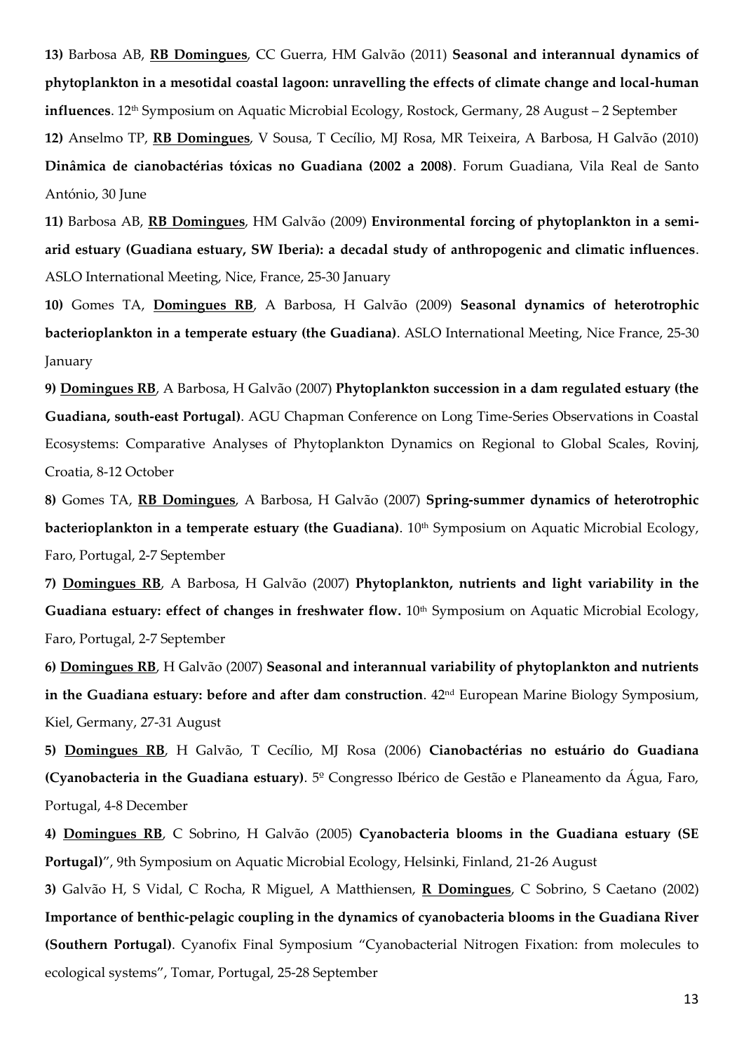**13)** Barbosa AB, **RB Domingues**, CC Guerra, HM Galvão (2011) **Seasonal and interannual dynamics of phytoplankton in a mesotidal coastal lagoon: unravelling the effects of climate change and local-human influences**. 12th Symposium on Aquatic Microbial Ecology, Rostock, Germany, 28 August – 2 September

**12)** Anselmo TP, **RB Domingues**, V Sousa, T Cecílio, MJ Rosa, MR Teixeira, A Barbosa, H Galvão (2010) **Dinâmica de cianobactérias tóxicas no Guadiana (2002 a 2008)**. Forum Guadiana, Vila Real de Santo António, 30 June

**11)** Barbosa AB, **RB Domingues**, HM Galvão (2009) **Environmental forcing of phytoplankton in a semi-arid estuary (Guadiana estuary, SW Iberia): a decadal study of anthropogenic and climatic influences**. ASLO International Meeting, Nice, France, 25-30 January

**10)** Gomes TA, **Domingues RB**, A Barbosa, H Galvão (2009) **Seasonal dynamics of heterotrophic bacterioplankton in a temperate estuary (the Guadiana)**. ASLO International Meeting, Nice France, 25-30 January

**9)** **Domingues RB**, A Barbosa, H Galvão (2007) **Phytoplankton succession in a dam regulated estuary (the Guadiana, south-east Portugal)**. AGU Chapman Conference on Long Time-Series Observations in Coastal Ecosystems: Comparative Analyses of Phytoplankton Dynamics on Regional to Global Scales, Rovinj, Croatia, 8-12 October

**8)** Gomes TA, **RB Domingues**, A Barbosa, H Galvão (2007) **Spring-summer dynamics of heterotrophic bacterioplankton in a temperate estuary (the Guadiana)**. 10th Symposium on Aquatic Microbial Ecology, Faro, Portugal, 2-7 September

**7)** **Domingues RB**, A Barbosa, H Galvão (2007) **Phytoplankton, nutrients and light variability in the Guadiana estuary: effect of changes in freshwater flow.** 10th Symposium on Aquatic Microbial Ecology, Faro, Portugal, 2-7 September

**6)** **Domingues RB**, H Galvão (2007) **Seasonal and interannual variability of phytoplankton and nutrients in the Guadiana estuary: before and after dam construction**. 42nd European Marine Biology Symposium, Kiel, Germany, 27-31 August

**5)** **Domingues RB**, H Galvão, T Cecílio, MJ Rosa (2006) **Cianobactérias no estuário do Guadiana (Cyanobacteria in the Guadiana estuary)**. 5º Congresso Ibérico de Gestão e Planeamento da Água, Faro, Portugal, 4-8 December

**4)** **Domingues RB**, C Sobrino, H Galvão (2005) **Cyanobacteria blooms in the Guadiana estuary (SE Portugal)**", 9th Symposium on Aquatic Microbial Ecology, Helsinki, Finland, 21-26 August

**3)** Galvão H, S Vidal, C Rocha, R Miguel, A Matthiensen, **R Domingues**, C Sobrino, S Caetano (2002) **Importance of benthic-pelagic coupling in the dynamics of cyanobacteria blooms in the Guadiana River (Southern Portugal)**. Cyanofix Final Symposium "Cyanobacterial Nitrogen Fixation: from molecules to ecological systems", Tomar, Portugal, 25-28 September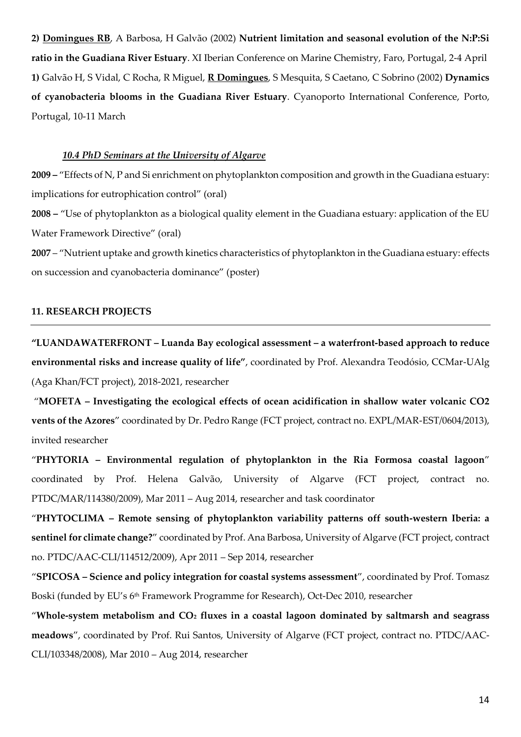**2)** **<u>Domingues RB</u>**, A Barbosa, H Galvão (2002) **Nutrient limitation and seasonal evolution of the N:P:Si ratio in the Guadiana River Estuary**. XI Iberian Conference on Marine Chemistry, Faro, Portugal, 2-4 April

**1)** Galvão H, S Vidal, C Rocha, R Miguel, **<u>R Domingues</u>**, S Mesquita, S Caetano, C Sobrino (2002) **Dynamics of cyanobacteria blooms in the Guadiana River Estuary**. Cyanoporto International Conference, Porto, Portugal, 10-11 March

### ***<u>10.4 PhD Seminars at the University of Algarve</u>***

**2009 –** "Effects of N, P and Si enrichment on phytoplankton composition and growth in the Guadiana estuary: implications for eutrophication control" (oral)

**2008 –** "Use of phytoplankton as a biological quality element in the Guadiana estuary: application of the EU Water Framework Directive" (oral)

**2007** – "Nutrient uptake and growth kinetics characteristics of phytoplankton in the Guadiana estuary: effects on succession and cyanobacteria dominance" (poster)

## 11. RESEARCH PROJECTS

**"LUANDAWATERFRONT – Luanda Bay ecological assessment – a waterfront-based approach to reduce environmental risks and increase quality of life"**, coordinated by Prof. Alexandra Teodósio, CCMar-UAlg (Aga Khan/FCT project), 2018-2021, researcher

"**MOFETA – Investigating the ecological effects of ocean acidification in shallow water volcanic CO2 vents of the Azores**" coordinated by Dr. Pedro Range (FCT project, contract no. EXPL/MAR-EST/0604/2013), invited researcher

"**PHYTORIA – Environmental regulation of phytoplankton in the Ria Formosa coastal lagoon**" coordinated by Prof. Helena Galvão, University of Algarve (FCT project, contract no. PTDC/MAR/114380/2009), Mar 2011 – Aug 2014, researcher and task coordinator

"**PHYTOCLIMA – Remote sensing of phytoplankton variability patterns off south-western Iberia: a sentinel for climate change?**" coordinated by Prof. Ana Barbosa, University of Algarve (FCT project, contract no. PTDC/AAC-CLI/114512/2009), Apr 2011 – Sep 2014, researcher

"**SPICOSA – Science and policy integration for coastal systems assessment**", coordinated by Prof. Tomasz Boski (funded by EU's 6th Framework Programme for Research), Oct-Dec 2010, researcher

"**Whole-system metabolism and $CO_2$ fluxes in a coastal lagoon dominated by saltmarsh and seagrass meadows**", coordinated by Prof. Rui Santos, University of Algarve (FCT project, contract no. PTDC/AAC-CLI/103348/2008), Mar 2010 – Aug 2014, researcher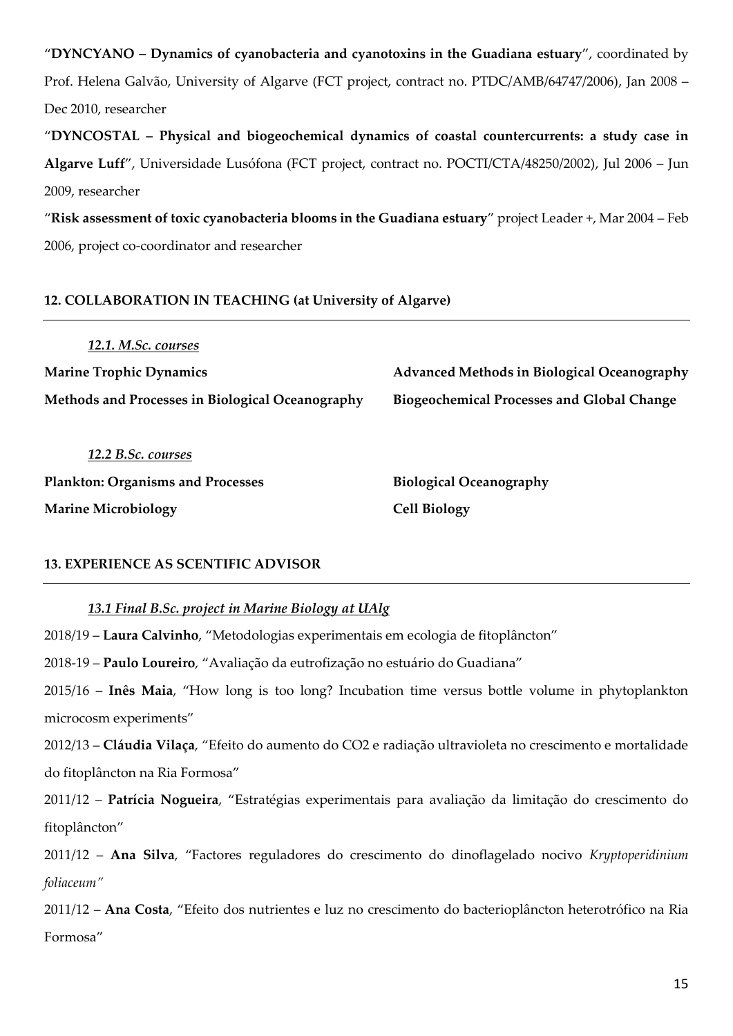"**DYNCYANO – Dynamics of cyanobacteria and cyanotoxins in the Guadiana estuary**", coordinated by Prof. Helena Galvão, University of Algarve (FCT project, contract no. PTDC/AMB/64747/2006), Jan 2008 – Dec 2010, researcher

"**DYNCOSTAL – Physical and biogeochemical dynamics of coastal countercurrents: a study case in Algarve Luff**", Universidade Lusófona (FCT project, contract no. POCTI/CTA/48250/2002), Jul 2006 – Jun 2009, researcher

"**Risk assessment of toxic cyanobacteria blooms in the Guadiana estuary**" project Leader +, Mar 2004 – Feb 2006, project co-coordinator and researcher

## 12. COLLABORATION IN TEACHING (at University of Algarve)

### *12.1. M.Sc. courses*

**Marine Trophic Dynamics**

**Methods and Processes in Biological Oceanography**

**Advanced Methods in Biological Oceanography**

**Biogeochemical Processes and Global Change**

### *12.2 B.Sc. courses*

**Plankton: Organisms and Processes**

**Marine Microbiology**

**Biological Oceanography**

**Cell Biology**

## 13. EXPERIENCE AS SCIENTIFIC ADVISOR

### *13.1 Final B.Sc. project in Marine Biology at UAlg*

2018/19 – **Laura Calvinho**, "Metodologias experimentais em ecologia de fitoplâncton"

2018-19 – **Paulo Loureiro**, "Avaliação da eutrofização no estuário do Guadiana"

2015/16 – **Inês Maia**, "How long is too long? Incubation time versus bottle volume in phytoplankton microcosm experiments"

2012/13 – **Cláudia Vilaça**, "Efeito do aumento do CO2 e radiação ultravioleta no crescimento e mortalidade do fitoplâncton na Ria Formosa"

2011/12 – **Patrícia Nogueira**, "Estratégias experimentais para avaliação da limitação do crescimento do fitoplâncton"

2011/12 – **Ana Silva**, "Factores reguladores do crescimento do dinoflagelado nocivo *Kryptoperidinium foliaceum"*

2011/12 – **Ana Costa**, "Efeito dos nutrientes e luz no crescimento do bacterioplâncton heterotrófico na Ria Formosa"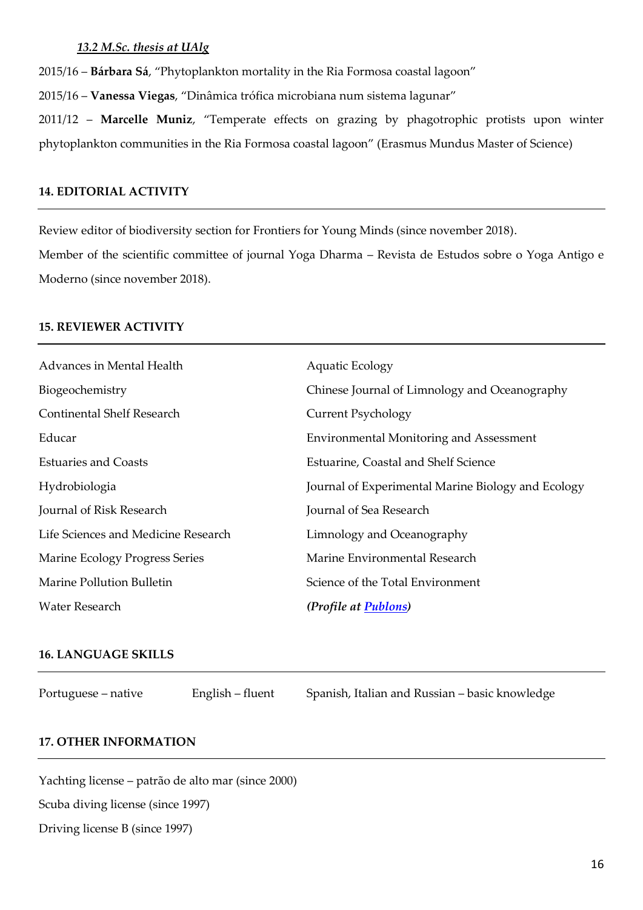*__13.2 M.Sc. thesis at UAlg__*

2015/16 – **Bárbara Sá**, "Phytoplankton mortality in the Ria Formosa coastal lagoon"

2015/16 – **Vanessa Viegas**, "Dinâmica trófica microbiana num sistema lagunar"

2011/12 – **Marcelle Muniz**, "Temperate effects on grazing by phagotrophic protists upon winter phytoplankton communities in the Ria Formosa coastal lagoon" (Erasmus Mundus Master of Science)

## 14. EDITORIAL ACTIVITY

Review editor of biodiversity section for Frontiers for Young Minds (since november 2018).

Member of the scientific committee of journal Yoga Dharma – Revista de Estudos sobre o Yoga Antigo e Moderno (since november 2018).

## 15. REVIEWER ACTIVITY

| | |
|---|---|
| Advances in Mental Health | Aquatic Ecology |
| Biogeochemistry | Chinese Journal of Limnology and Oceanography |
| Continental Shelf Research | Current Psychology |
| Educar | Environmental Monitoring and Assessment |
| Estuaries and Coasts | Estuarine, Coastal and Shelf Science |
| Hydrobiologia | Journal of Experimental Marine Biology and Ecology |
| Journal of Risk Research | Journal of Sea Research |
| Life Sciences and Medicine Research | Limnology and Oceanography |
| Marine Ecology Progress Series | Marine Environmental Research |
| Marine Pollution Bulletin | Science of the Total Environment |
| Water Research | ***(Profile at Publons)*** |

## 16. LANGUAGE SKILLS

Portuguese – native  English – fluent  Spanish, Italian and Russian – basic knowledge

## 17. OTHER INFORMATION

Yachting license – patrão de alto mar (since 2000)

Scuba diving license (since 1997)

Driving license B (since 1997)